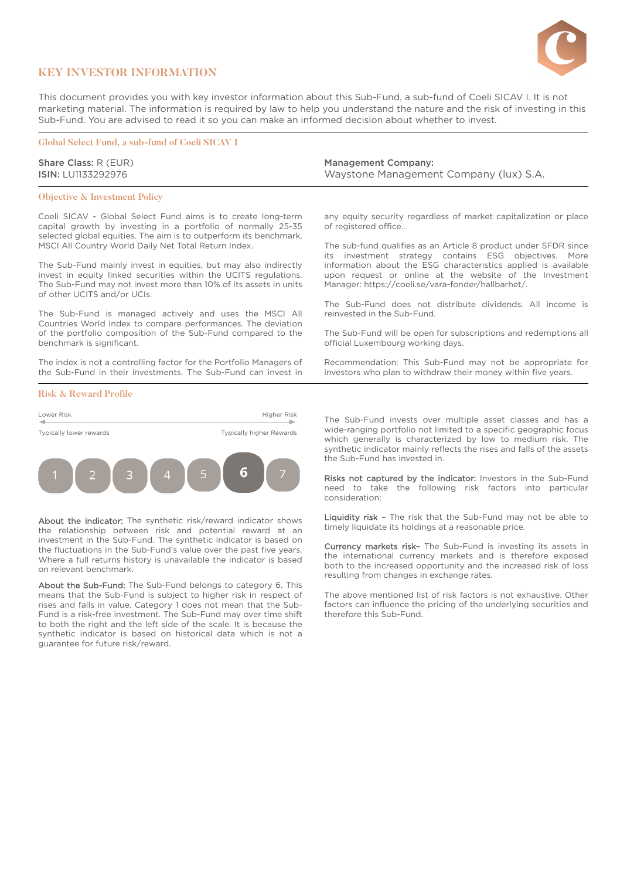# KEY INVESTOR INFORMATION

This document provides you with key investor information about this Sub-Fund, a sub-fund of Coeli SICAV I. It is not marketing material. The information is required by law to help you understand the nature and the risk of investing in this Sub-Fund. You are advised to read it so you can make an informed decision about whether to invest.

## Global Select Fund, a sub-fund of Coeli SICAV I

**Share Class:** R (EUR)
**ISIN:** LU1133292976

**Management Company:**
Waystone Management Company (lux) S.A.

## Objective & Investment Policy

Coeli SICAV - Global Select Fund aims is to create long-term capital growth by investing in a portfolio of normally 25-35 selected global equities. The aim is to outperform its benchmark, MSCI All Country World Daily Net Total Return Index.

The Sub-Fund mainly invest in equities, but may also indirectly invest in equity linked securities within the UCITS regulations. The Sub-Fund may not invest more than 10% of its assets in units of other UCITS and/or UCIs.

The Sub-Fund is managed actively and uses the MSCI All Countries World Index to compare performances. The deviation of the portfolio composition of the Sub-Fund compared to the benchmark is significant.

The index is not a controlling factor for the Portfolio Managers of the Sub-Fund in their investments. The Sub-Fund can invest in any equity security regardless of market capitalization or place of registered office..

The sub-fund qualifies as an Article 8 product under SFDR since its investment strategy contains ESG objectives. More information about the ESG characteristics applied is available upon request or online at the website of the Investment Manager: https://coeli.se/vara-fonder/hallbarhet/.

The Sub-Fund does not distribute dividends. All income is reinvested in the Sub-Fund.

The Sub-Fund will be open for subscriptions and redemptions all official Luxembourg working days.

Recommendation: This Sub-Fund may not be appropriate for investors who plan to withdraw their money within five years.

## Risk & Reward Profile

| Lower Risk | | | | | | Higher Risk |
|---|---|---|---|---|---|---|
| Typically lower rewards | | | | | | Typically higher Rewards |
| 1 | 2 | 3 | 4 | 5 | **6** | 7 |

**About the indicator:** The synthetic risk/reward indicator shows the relationship between risk and potential reward at an investment in the Sub-Fund. The synthetic indicator is based on the fluctuations in the Sub-Fund's value over the past five years. Where a full returns history is unavailable the indicator is based on relevant benchmark.

**About the Sub-Fund:** The Sub-Fund belongs to category 6. This means that the Sub-Fund is subject to higher risk in respect of rises and falls in value. Category 1 does not mean that the Sub-Fund is a risk-free investment. The Sub-Fund may over time shift to both the right and the left side of the scale. It is because the synthetic indicator is based on historical data which is not a guarantee for future risk/reward.

The Sub-Fund invests over multiple asset classes and has a wide-ranging portfolio not limited to a specific geographic focus which generally is characterized by low to medium risk. The synthetic indicator mainly reflects the rises and falls of the assets the Sub-Fund has invested in.

**Risks not captured by the indicator:** Investors in the Sub-Fund need to take the following risk factors into particular consideration:

**Liquidity risk –** The risk that the Sub-Fund may not be able to timely liquidate its holdings at a reasonable price.

**Currency markets risk–** The Sub-Fund is investing its assets in the international currency markets and is therefore exposed both to the increased opportunity and the increased risk of loss resulting from changes in exchange rates.

The above mentioned list of risk factors is not exhaustive. Other factors can influence the pricing of the underlying securities and therefore this Sub-Fund.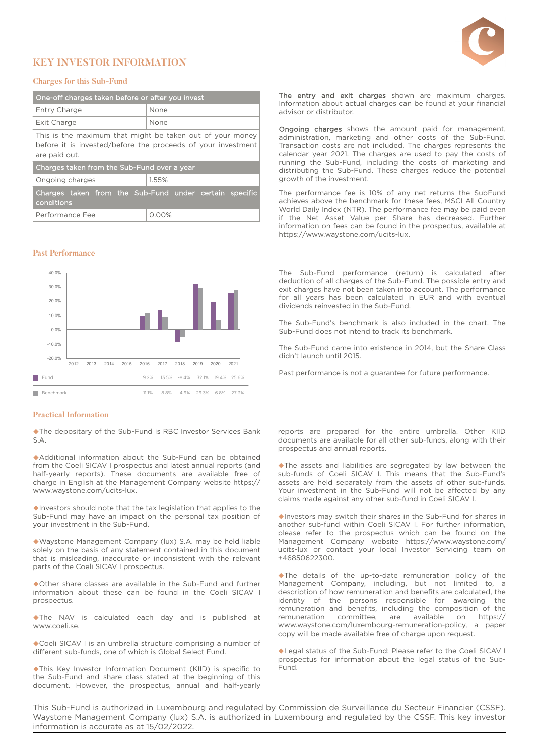# KEY INVESTOR INFORMATION

## Charges for this Sub-Fund

| One-off charges taken before or after you invest | |
|---|---|
| Entry Charge | None |
| Exit Charge | None |
| This is the maximum that might be taken out of your money before it is invested/before the proceeds of your investment are paid out. | |
| **Charges taken from the Sub-Fund over a year** | |
| Ongoing charges | 1.55% |
| **Charges taken from the Sub-Fund under certain specific conditions** | |
| Performance Fee | 0.00% |

**The entry and exit charges** shown are maximum charges. Information about actual charges can be found at your financial advisor or distributor.

**Ongoing charges** shows the amount paid for management, administration, marketing and other costs of the Sub-Fund. Transaction costs are not included. The charges represents the calendar year 2021. The charges are used to pay the costs of running the Sub-Fund, including the costs of marketing and distributing the Sub-Fund. These charges reduce the potential growth of the investment.

The performance fee is 10% of any net returns the SubFund achieves above the benchmark for these fees, MSCI All Country World Daily Index (NTR). The performance fee may be paid even if the Net Asset Value per Share has decreased. Further information on fees can be found in the prospectus, available at https://www.waystone.com/ucits-lux.

## Past Performance

40.0%
30.0%
20.0%
10.0%
0.0%
-10.0%
-20.0%

2012 2013 2014 2015 2016 2017 2018 2019 2020 2021

Fund 9.2% 13.5% -8.4% 32.1% 19.4% 25.6%

Benchmark 11.1% 8.8% -4.9% 29.3% 6.8% 27.3%

The Sub-Fund performance (return) is calculated after deduction of all charges of the Sub-Fund. The possible entry and exit charges have not been taken into account. The performance for all years has been calculated in EUR and with eventual dividends reinvested in the Sub-Fund.

The Sub-Fund's benchmark is also included in the chart. The Sub-Fund does not intend to track its benchmark.

The Sub-Fund came into existence in 2014, but the Share Class didn't launch until 2015.

Past performance is not a guarantee for future performance.

## Practical Information

◆The depositary of the Sub-Fund is RBC Investor Services Bank S.A.

◆Additional information about the Sub-Fund can be obtained from the Coeli SICAV I prospectus and latest annual reports (and half-yearly reports). These documents are available free of charge in English at the Management Company website https://www.waystone.com/ucits-lux.

◆Investors should note that the tax legislation that applies to the Sub-Fund may have an impact on the personal tax position of your investment in the Sub-Fund.

◆Waystone Management Company (lux) S.A. may be held liable solely on the basis of any statement contained in this document that is misleading, inaccurate or inconsistent with the relevant parts of the Coeli SICAV I prospectus.

◆Other share classes are available in the Sub-Fund and further information about these can be found in the Coeli SICAV I prospectus.

◆The NAV is calculated each day and is published at www.coeli.se.

◆Coeli SICAV I is an umbrella structure comprising a number of different sub-funds, one of which is Global Select Fund.

◆This Key Investor Information Document (KIID) is specific to the Sub-Fund and share class stated at the beginning of this document. However, the prospectus, annual and half-yearly reports are prepared for the entire umbrella. Other KIID documents are available for all other sub-funds, along with their prospectus and annual reports.

◆The assets and liabilities are segregated by law between the sub-funds of Coeli SICAV I. This means that the Sub-Fund's assets are held separately from the assets of other sub-funds. Your investment in the Sub-Fund will not be affected by any claims made against any other sub-fund in Coeli SICAV I.

◆Investors may switch their shares in the Sub-Fund for shares in another sub-fund within Coeli SICAV I. For further information, please refer to the prospectus which can be found on the Management Company website https://www.waystone.com/ucits-lux or contact your local Investor Servicing team on +46850622300.

◆The details of the up-to-date remuneration policy of the Management Company, including, but not limited to, a description of how remuneration and benefits are calculated, the identity of the persons responsible for awarding the remuneration and benefits, including the composition of the remuneration committee, are available on https://www.waystone.com/luxembourg-remuneration-policy, a paper copy will be made available free of charge upon request.

◆Legal status of the Sub-Fund: Please refer to the Coeli SICAV I prospectus for information about the legal status of the Sub-Fund.

This Sub-Fund is authorized in Luxembourg and regulated by Commission de Surveillance du Secteur Financier (CSSF). Waystone Management Company (lux) S.A. is authorized in Luxembourg and regulated by the CSSF. This key investor information is accurate as at 15/02/2022.